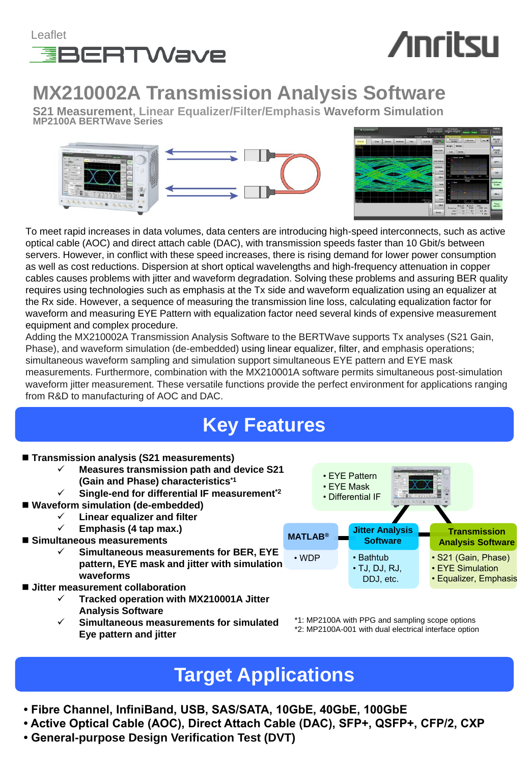Leaflet

BERTWave

Anritsu

# MX210002A Transmission Analysis Software

**S21 Measurement, Linear Equalizer/Filter/Emphasis Waveform Simulation**
**MP2100A BERTWave Series**

To meet rapid increases in data volumes, data centers are introducing high-speed interconnects, such as active optical cable (AOC) and direct attach cable (DAC), with transmission speeds faster than 10 Gbit/s between servers. However, in conflict with these speed increases, there is rising demand for lower power consumption as well as cost reductions. Dispersion at short optical wavelengths and high-frequency attenuation in copper cables causes problems with jitter and waveform degradation. Solving these problems and assuring BER quality requires using technologies such as emphasis at the Tx side and waveform equalization using an equalizer at the Rx side. However, a sequence of measuring the transmission line loss, calculating equalization factor for waveform and measuring EYE Pattern with equalization factor need several kinds of expensive measurement equipment and complex procedure.
Adding the MX210002A Transmission Analysis Software to the BERTWave supports Tx analyses (S21 Gain, Phase), and waveform simulation (de-embedded) using linear equalizer, filter, and emphasis operations; simultaneous waveform sampling and simulation support simultaneous EYE pattern and EYE mask measurements. Furthermore, combination with the MX210001A software permits simultaneous post-simulation waveform jitter measurement. These versatile functions provide the perfect environment for applications ranging from R&D to manufacturing of AOC and DAC.

## Key Features

- **Transmission analysis (S21 measurements)**
  - ✓ **Measures transmission path and device S21 (Gain and Phase) characteristics**[*1]
  - ✓ **Single-end for differential IF measurement**[*2]
- **Waveform simulation (de-embedded)**
  - ✓ **Linear equalizer and filter**
  - ✓ **Emphasis (4 tap max.)**
- **Simultaneous measurements**
  - ✓ **Simultaneous measurements for BER, EYE pattern, EYE mask and jitter with simulation waveforms**
- **Jitter measurement collaboration**
  - ✓ **Tracked operation with MX210001A Jitter Analysis Software**
  - ✓ **Simultaneous measurements for simulated Eye pattern and jitter**

- EYE Pattern
- EYE Mask
- Differential IF

**MATLAB®**
- WDP

**Jitter Analysis Software**
- Bathtub
- TJ, DJ, RJ, DDJ, etc.

**Transmission Analysis Software**
- S21 (Gain, Phase)
- EYE Simulation
- Equalizer, Emphasis

*1: MP2100A with PPG and sampling scope options
*2: MP2100A-001 with dual electrical interface option

## Target Applications

- **Fibre Channel, InfiniBand, USB, SAS/SATA, 10GbE, 40GbE, 100GbE**
- **Active Optical Cable (AOC), Direct Attach Cable (DAC), SFP+, QSFP+, CFP/2, CXP**
- **General-purpose Design Verification Test (DVT)**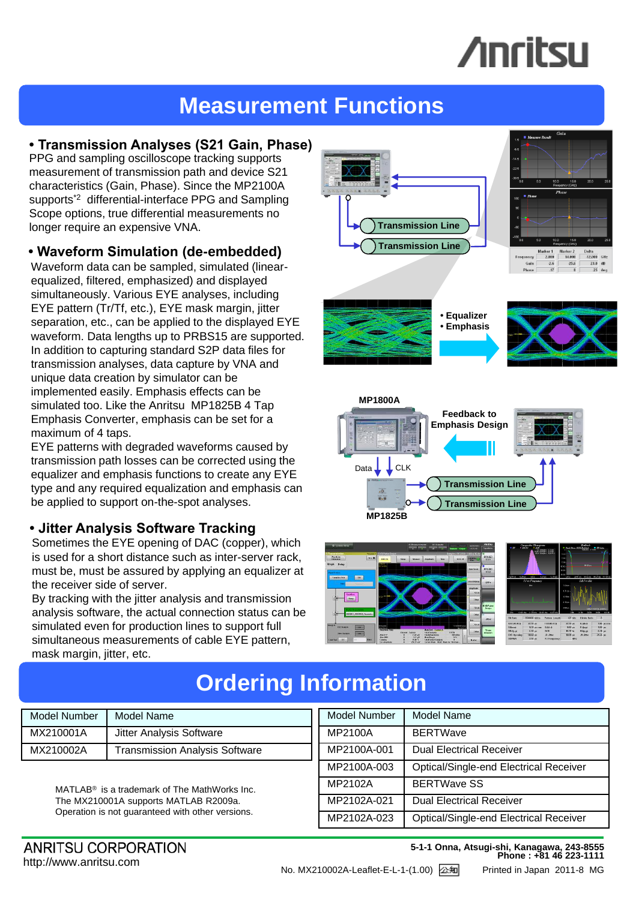# Measurement Functions

## • Transmission Analyses (S21 Gain, Phase)

PPG and sampling oscilloscope tracking supports measurement of transmission path and device S21 characteristics (Gain, Phase). Since the MP2100A supports[*2] differential-interface PPG and Sampling Scope options, true differential measurements no longer require an expensive VNA.

## • Waveform Simulation (de-embedded)

Waveform data can be sampled, simulated (linear-equalized, filtered, emphasized) and displayed simultaneously. Various EYE analyses, including EYE pattern (Tr/Tf, etc.), EYE mask margin, jitter separation, etc., can be applied to the displayed EYE waveform. Data lengths up to PRBS15 are supported. In addition to capturing standard S2P data files for transmission analyses, data capture by VNA and unique data creation by simulator can be implemented easily. Emphasis effects can be simulated too. Like the Anritsu MP1825B 4 Tap Emphasis Converter, emphasis can be set for a maximum of 4 taps.

EYE patterns with degraded waveforms caused by transmission path losses can be corrected using the equalizer and emphasis functions to create any EYE type and any required equalization and emphasis can be applied to support on-the-spot analyses.

## • Jitter Analysis Software Tracking

Sometimes the EYE opening of DAC (copper), which is used for a short distance such as inter-server rack, must be, must be assured by applying an equalizer at the receiver side of server.

By tracking with the jitter analysis and transmission analysis software, the actual connection status can be simulated even for production lines to support full simultaneous measurements of cable EYE pattern, mask margin, jitter, etc.

Transmission Line
Transmission Line

• Equalizer
• Emphasis

MP1800A
Feedback to Emphasis Design
Data
CLK
Transmission Line
Transmission Line
MP1825B

# Ordering Information

| Model Number | Model Name |
|---|---|
| MX210001A | Jitter Analysis Software |
| MX210002A | Transmission Analysis Software |

MATLAB® is a trademark of The MathWorks Inc.
The MX210001A supports MATLAB R2009a.
Operation is not guaranteed with other versions.

| Model Number | Model Name |
|---|---|
| MP2100A | BERTWave |
| MP2100A-001 | Dual Electrical Receiver |
| MP2100A-003 | Optical/Single-end Electrical Receiver |
| MP2102A | BERTWave SS |
| MP2102A-021 | Dual Electrical Receiver |
| MP2102A-023 | Optical/Single-end Electrical Receiver |

ANRITSU CORPORATION
http://www.anritsu.com

5-1-1 Onna, Atsugi-shi, Kanagawa, 243-8555
Phone : +81 46 223-1111

No. MX210002A-Leaflet-E-L-1-(1.00) 公知 Printed in Japan 2011-8 MG